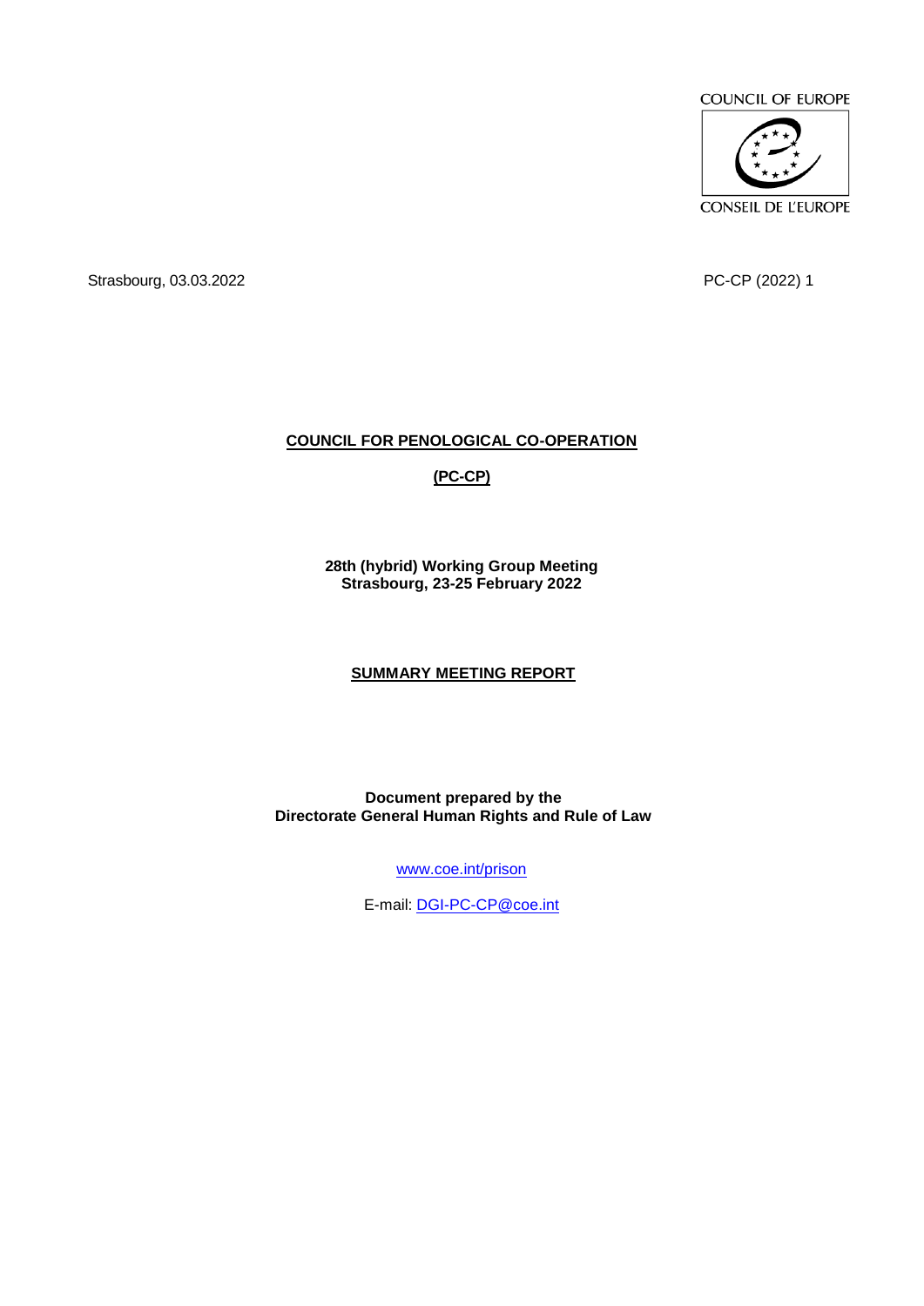COUNCIL OF EUROPE

CONSEIL DE L'EUROPE

Strasbourg, 03.03.2022 PC-CP (2022) 1

# COUNCIL FOR PENOLOGICAL CO-OPERATION

# (PC-CP)

**28th (hybrid) Working Group Meeting**
**Strasbourg, 23-25 February 2022**

## SUMMARY MEETING REPORT

**Document prepared by the**
**Directorate General Human Rights and Rule of Law**

www.coe.int/prison

E-mail: DGI-PC-CP@coe.int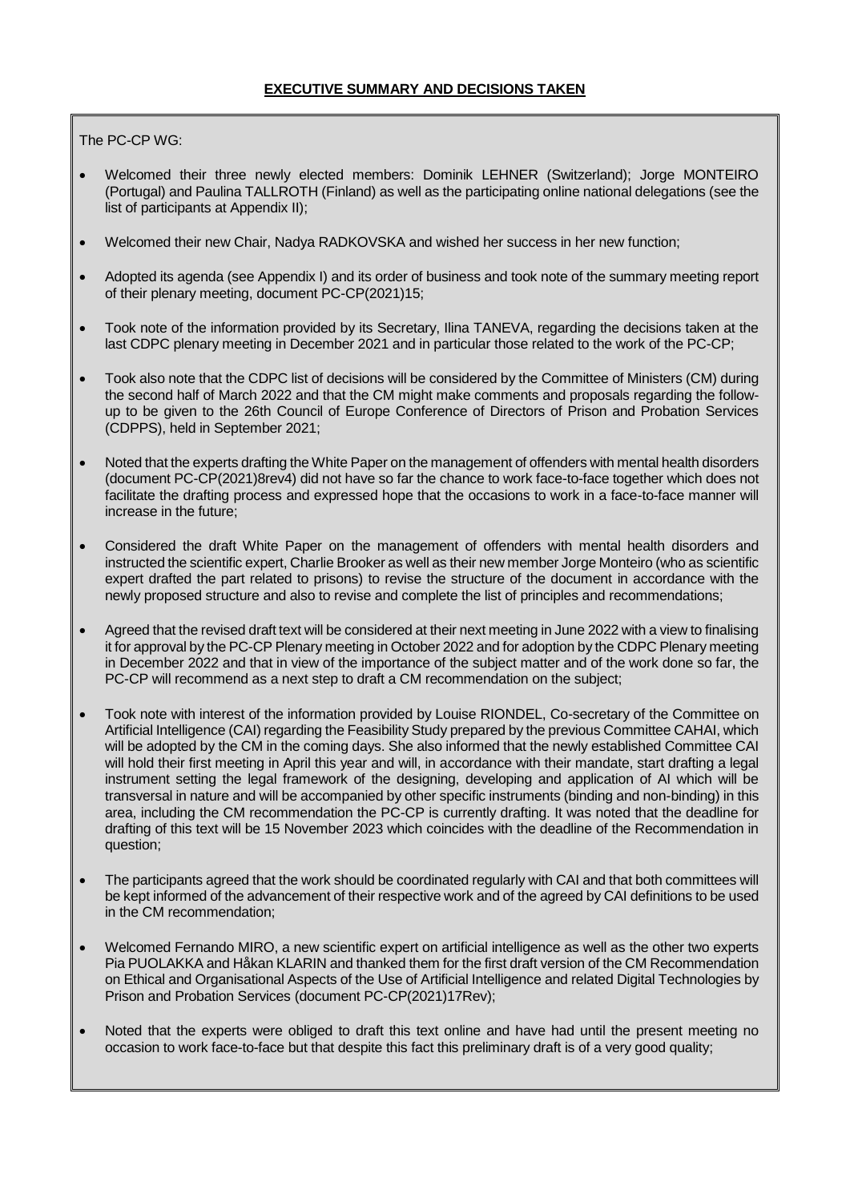## EXECUTIVE SUMMARY AND DECISIONS TAKEN

The PC-CP WG:

- Welcomed their three newly elected members: Dominik LEHNER (Switzerland); Jorge MONTEIRO (Portugal) and Paulina TALLROTH (Finland) as well as the participating online national delegations (see the list of participants at Appendix II);
- Welcomed their new Chair, Nadya RADKOVSKA and wished her success in her new function;
- Adopted its agenda (see Appendix I) and its order of business and took note of the summary meeting report of their plenary meeting, document PC-CP(2021)15;
- Took note of the information provided by its Secretary, Ilina TANEVA, regarding the decisions taken at the last CDPC plenary meeting in December 2021 and in particular those related to the work of the PC-CP;
- Took also note that the CDPC list of decisions will be considered by the Committee of Ministers (CM) during the second half of March 2022 and that the CM might make comments and proposals regarding the follow-up to be given to the 26th Council of Europe Conference of Directors of Prison and Probation Services (CDPPS), held in September 2021;
- Noted that the experts drafting the White Paper on the management of offenders with mental health disorders (document PC-CP(2021)8rev4) did not have so far the chance to work face-to-face together which does not facilitate the drafting process and expressed hope that the occasions to work in a face-to-face manner will increase in the future;
- Considered the draft White Paper on the management of offenders with mental health disorders and instructed the scientific expert, Charlie Brooker as well as their new member Jorge Monteiro (who as scientific expert drafted the part related to prisons) to revise the structure of the document in accordance with the newly proposed structure and also to revise and complete the list of principles and recommendations;
- Agreed that the revised draft text will be considered at their next meeting in June 2022 with a view to finalising it for approval by the PC-CP Plenary meeting in October 2022 and for adoption by the CDPC Plenary meeting in December 2022 and that in view of the importance of the subject matter and of the work done so far, the PC-CP will recommend as a next step to draft a CM recommendation on the subject;
- Took note with interest of the information provided by Louise RIONDEL, Co-secretary of the Committee on Artificial Intelligence (CAI) regarding the Feasibility Study prepared by the previous Committee CAHAI, which will be adopted by the CM in the coming days. She also informed that the newly established Committee CAI will hold their first meeting in April this year and will, in accordance with their mandate, start drafting a legal instrument setting the legal framework of the designing, developing and application of AI which will be transversal in nature and will be accompanied by other specific instruments (binding and non-binding) in this area, including the CM recommendation the PC-CP is currently drafting. It was noted that the deadline for drafting of this text will be 15 November 2023 which coincides with the deadline of the Recommendation in question;
- The participants agreed that the work should be coordinated regularly with CAI and that both committees will be kept informed of the advancement of their respective work and of the agreed by CAI definitions to be used in the CM recommendation;
- Welcomed Fernando MIRO, a new scientific expert on artificial intelligence as well as the other two experts Pia PUOLAKKA and Håkan KLARIN and thanked them for the first draft version of the CM Recommendation on Ethical and Organisational Aspects of the Use of Artificial Intelligence and related Digital Technologies by Prison and Probation Services (document PC-CP(2021)17Rev);
- Noted that the experts were obliged to draft this text online and have had until the present meeting no occasion to work face-to-face but that despite this fact this preliminary draft is of a very good quality;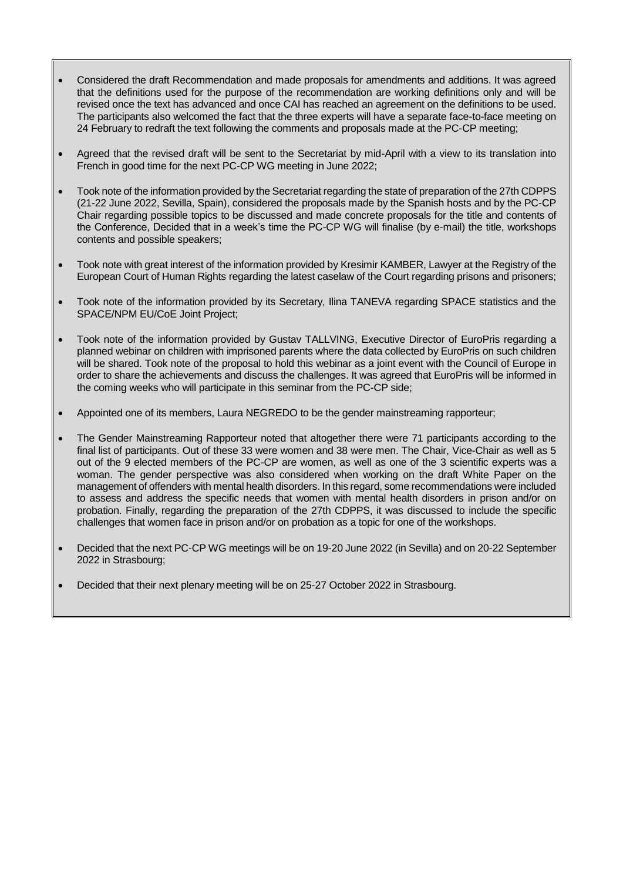- Considered the draft Recommendation and made proposals for amendments and additions. It was agreed that the definitions used for the purpose of the recommendation are working definitions only and will be revised once the text has advanced and once CAI has reached an agreement on the definitions to be used. The participants also welcomed the fact that the three experts will have a separate face-to-face meeting on 24 February to redraft the text following the comments and proposals made at the PC-CP meeting;

- Agreed that the revised draft will be sent to the Secretariat by mid-April with a view to its translation into French in good time for the next PC-CP WG meeting in June 2022;

- Took note of the information provided by the Secretariat regarding the state of preparation of the 27th CDPPS (21-22 June 2022, Sevilla, Spain), considered the proposals made by the Spanish hosts and by the PC-CP Chair regarding possible topics to be discussed and made concrete proposals for the title and contents of the Conference, Decided that in a week's time the PC-CP WG will finalise (by e-mail) the title, workshops contents and possible speakers;

- Took note with great interest of the information provided by Kresimir KAMBER, Lawyer at the Registry of the European Court of Human Rights regarding the latest caselaw of the Court regarding prisons and prisoners;

- Took note of the information provided by its Secretary, Ilina TANEVA regarding SPACE statistics and the SPACE/NPM EU/CoE Joint Project;

- Took note of the information provided by Gustav TALLVING, Executive Director of EuroPris regarding a planned webinar on children with imprisoned parents where the data collected by EuroPris on such children will be shared. Took note of the proposal to hold this webinar as a joint event with the Council of Europe in order to share the achievements and discuss the challenges. It was agreed that EuroPris will be informed in the coming weeks who will participate in this seminar from the PC-CP side;

- Appointed one of its members, Laura NEGREDO to be the gender mainstreaming rapporteur;

- The Gender Mainstreaming Rapporteur noted that altogether there were 71 participants according to the final list of participants. Out of these 33 were women and 38 were men. The Chair, Vice-Chair as well as 5 out of the 9 elected members of the PC-CP are women, as well as one of the 3 scientific experts was a woman. The gender perspective was also considered when working on the draft White Paper on the management of offenders with mental health disorders. In this regard, some recommendations were included to assess and address the specific needs that women with mental health disorders in prison and/or on probation. Finally, regarding the preparation of the 27th CDPPS, it was discussed to include the specific challenges that women face in prison and/or on probation as a topic for one of the workshops.

- Decided that the next PC-CP WG meetings will be on 19-20 June 2022 (in Sevilla) and on 20-22 September 2022 in Strasbourg;

- Decided that their next plenary meeting will be on 25-27 October 2022 in Strasbourg.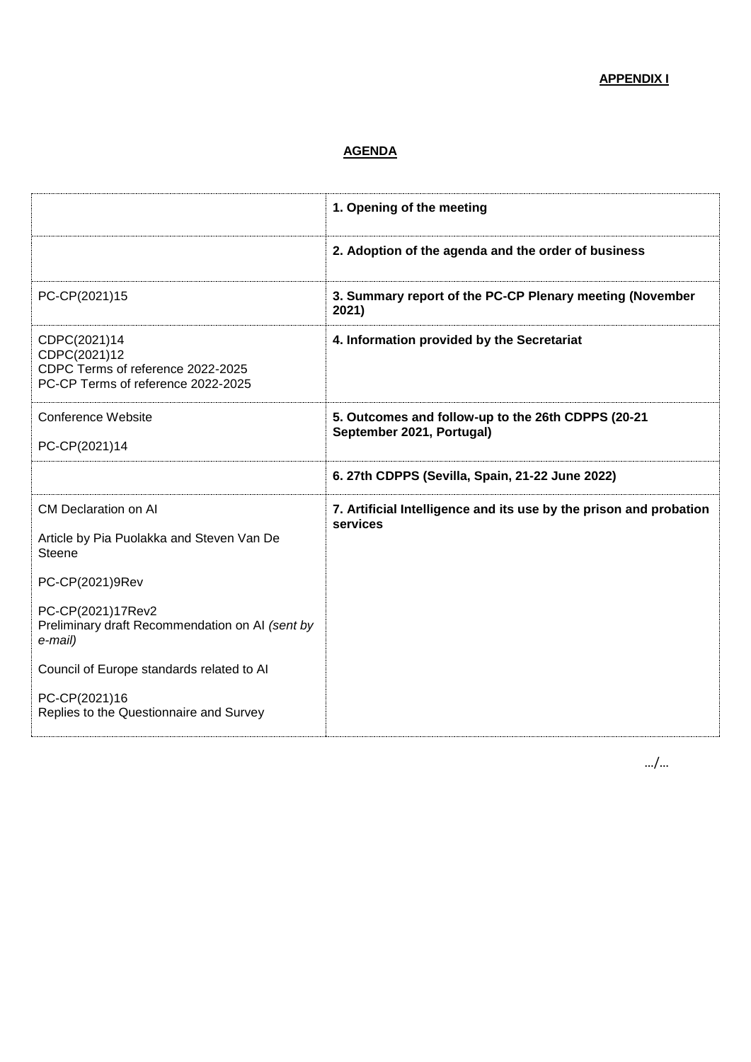**APPENDIX I**

**AGENDA**

| | |
|---|---|
| | **1. Opening of the meeting** |
| | **2. Adoption of the agenda and the order of business** |
| PC-CP(2021)15 | **3. Summary report of the PC-CP Plenary meeting (November 2021)** |
| CDPC(2021)14<br>CDPC(2021)12<br>CDPC Terms of reference 2022-2025<br>PC-CP Terms of reference 2022-2025 | **4. Information provided by the Secretariat** |
| Conference Website<br><br>PC-CP(2021)14 | **5. Outcomes and follow-up to the 26th CDPPS (20-21 September 2021, Portugal)** |
| | **6. 27th CDPPS (Sevilla, Spain, 21-22 June 2022)** |
| CM Declaration on AI<br><br>Article by Pia Puolakka and Steven Van De Steene<br><br>PC-CP(2021)9Rev<br><br>PC-CP(2021)17Rev2<br>Preliminary draft Recommendation on AI *(sent by e-mail)*<br><br>Council of Europe standards related to AI<br><br>PC-CP(2021)16<br>Replies to the Questionnaire and Survey | **7. Artificial Intelligence and its use by the prison and probation services** |

.../...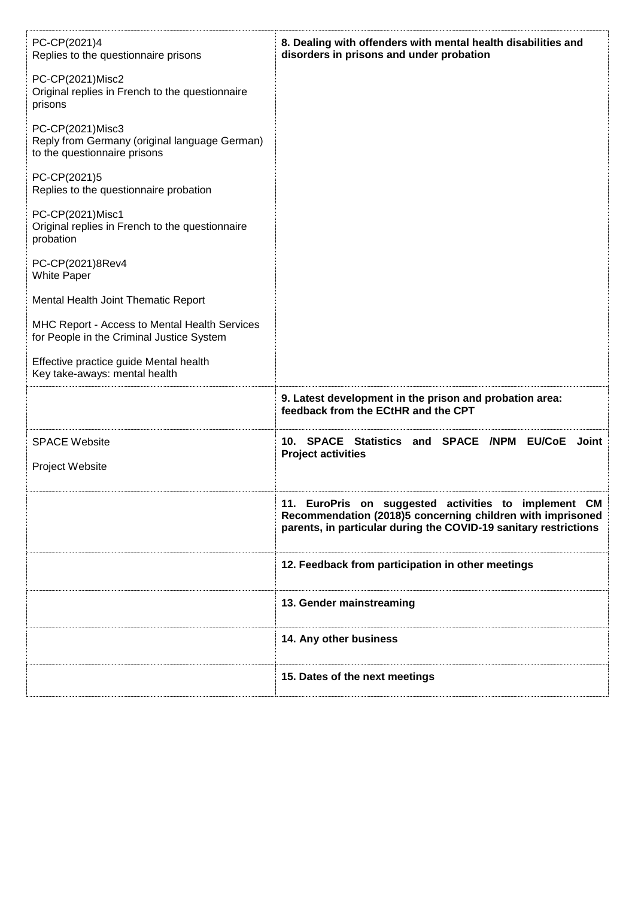| | |
|---|---|
| PC-CP(2021)4<br>Replies to the questionnaire prisons<br><br>PC-CP(2021)Misc2<br>Original replies in French to the questionnaire prisons<br><br>PC-CP(2021)Misc3<br>Reply from Germany (original language German) to the questionnaire prisons<br><br>PC-CP(2021)5<br>Replies to the questionnaire probation<br><br>PC-CP(2021)Misc1<br>Original replies in French to the questionnaire probation<br><br>PC-CP(2021)8Rev4<br>White Paper<br><br>Mental Health Joint Thematic Report<br><br>MHC Report - Access to Mental Health Services for People in the Criminal Justice System<br><br>Effective practice guide Mental health<br>Key take-aways: mental health | **8. Dealing with offenders with mental health disabilities and disorders in prisons and under probation** |
| | **9. Latest development in the prison and probation area: feedback from the ECtHR and the CPT** |
| SPACE Website<br><br>Project Website | **10. SPACE Statistics and SPACE /NPM EU/CoE Joint Project activities** |
| | **11. EuroPris on suggested activities to implement CM Recommendation (2018)5 concerning children with imprisoned parents, in particular during the COVID-19 sanitary restrictions** |
| | **12. Feedback from participation in other meetings** |
| | **13. Gender mainstreaming** |
| | **14. Any other business** |
| | **15. Dates of the next meetings** |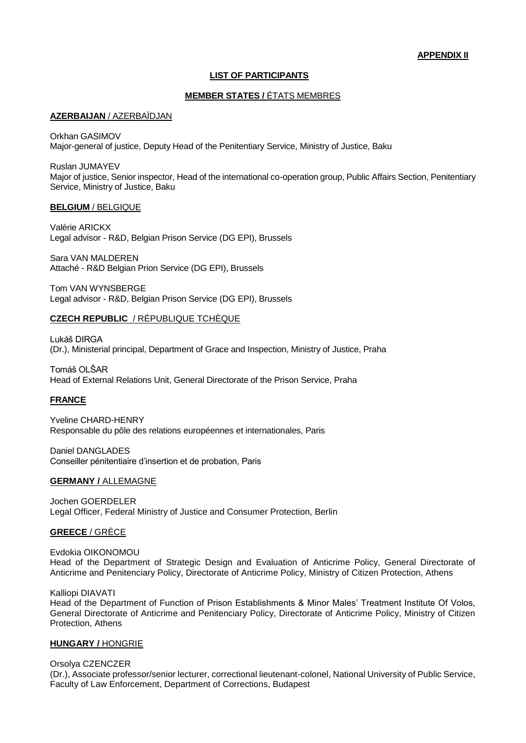**APPENDIX II**

## LIST OF PARTICIPANTS

### MEMBER STATES / ÉTATS MEMBRES

**AZERBAIJAN** / AZERBAÏDJAN

Orkhan GASIMOV
Major-general of justice, Deputy Head of the Penitentiary Service, Ministry of Justice, Baku

Ruslan JUMAYEV
Major of justice, Senior inspector, Head of the international co-operation group, Public Affairs Section, Penitentiary Service, Ministry of Justice, Baku

**BELGIUM** / BELGIQUE

Valérie ARICKX
Legal advisor - R&D, Belgian Prison Service (DG EPI), Brussels

Sara VAN MALDEREN
Attaché - R&D Belgian Prion Service (DG EPI), Brussels

Tom VAN WYNSBERGE
Legal advisor - R&D, Belgian Prison Service (DG EPI), Brussels

**CZECH REPUBLIC** / RÉPUBLIQUE TCHÈQUE

Lukáš DIRGA
(Dr.), Ministerial principal, Department of Grace and Inspection, Ministry of Justice, Praha

Tomáš OLŠAR
Head of External Relations Unit, General Directorate of the Prison Service, Praha

**FRANCE**

Yveline CHARD-HENRY
Responsable du pôle des relations européennes et internationales, Paris

Daniel DANGLADES
Conseiller pénitentiaire d'insertion et de probation, Paris

**GERMANY /** ALLEMAGNE

Jochen GOERDELER
Legal Officer, Federal Ministry of Justice and Consumer Protection, Berlin

**GREECE** / GRÈCE

Evdokia OIKONOMOU
Head of the Department of Strategic Design and Evaluation of Anticrime Policy, General Directorate of Anticrime and Penitenciary Policy, Directorate of Anticrime Policy, Ministry of Citizen Protection, Athens

Kalliopi DIAVATI
Head of the Department of Function of Prison Establishments & Minor Males' Treatment Institute Of Volos, General Directorate of Anticrime and Penitenciary Policy, Directorate of Anticrime Policy, Ministry of Citizen Protection, Athens

**HUNGARY /** HONGRIE

Orsolya CZENCZER
(Dr.), Associate professor/senior lecturer, correctional lieutenant-colonel, National University of Public Service, Faculty of Law Enforcement, Department of Corrections, Budapest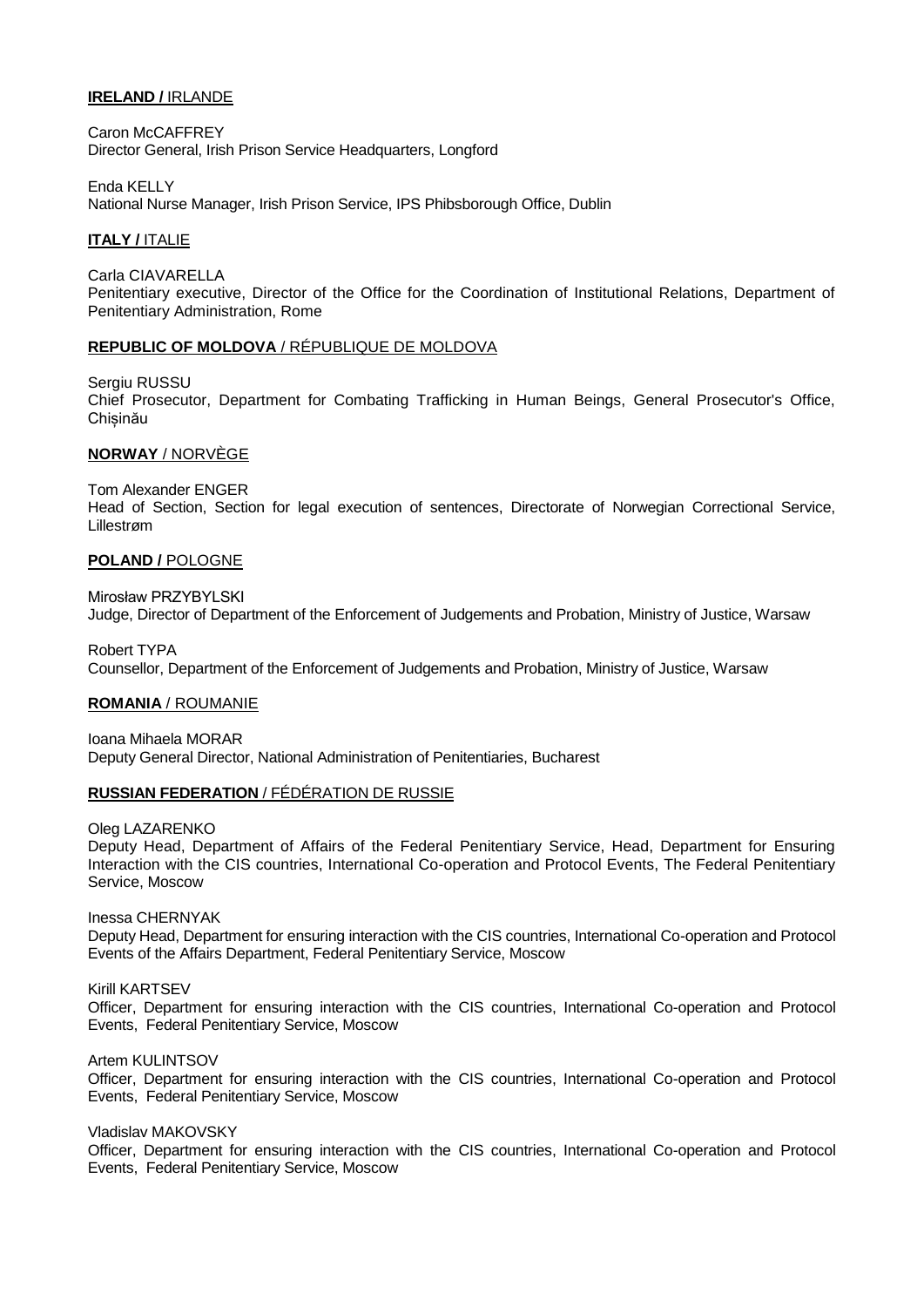**IRELAND /** IRLANDE

Caron McCAFFREY
Director General, Irish Prison Service Headquarters, Longford

Enda KELLY
National Nurse Manager, Irish Prison Service, IPS Phibsborough Office, Dublin

**ITALY /** ITALIE

Carla CIAVARELLA
Penitentiary executive, Director of the Office for the Coordination of Institutional Relations, Department of Penitentiary Administration, Rome

**REPUBLIC OF MOLDOVA** / RÉPUBLIQUE DE MOLDOVA

Sergiu RUSSU
Chief Prosecutor, Department for Combating Trafficking in Human Beings, General Prosecutor's Office, Chișinău

**NORWAY** / NORVÈGE

Tom Alexander ENGER
Head of Section, Section for legal execution of sentences, Directorate of Norwegian Correctional Service, Lillestrøm

**POLAND /** POLOGNE

Mirosław PRZYBYLSKI
Judge, Director of Department of the Enforcement of Judgements and Probation, Ministry of Justice, Warsaw

Robert TYPA
Counsellor, Department of the Enforcement of Judgements and Probation, Ministry of Justice, Warsaw

**ROMANIA** / ROUMANIE

Ioana Mihaela MORAR
Deputy General Director, National Administration of Penitentiaries, Bucharest

**RUSSIAN FEDERATION** / FÉDÉRATION DE RUSSIE

Oleg LAZARENKO
Deputy Head, Department of Affairs of the Federal Penitentiary Service, Head, Department for Ensuring Interaction with the CIS countries, International Co-operation and Protocol Events, The Federal Penitentiary Service, Moscow

Inessa CHERNYAK
Deputy Head, Department for ensuring interaction with the CIS countries, International Co-operation and Protocol Events of the Affairs Department, Federal Penitentiary Service, Moscow

Kirill KARTSEV
Officer, Department for ensuring interaction with the CIS countries, International Co-operation and Protocol Events, Federal Penitentiary Service, Moscow

Artem KULINTSOV
Officer, Department for ensuring interaction with the CIS countries, International Co-operation and Protocol Events, Federal Penitentiary Service, Moscow

Vladislav MAKOVSKY
Officer, Department for ensuring interaction with the CIS countries, International Co-operation and Protocol Events, Federal Penitentiary Service, Moscow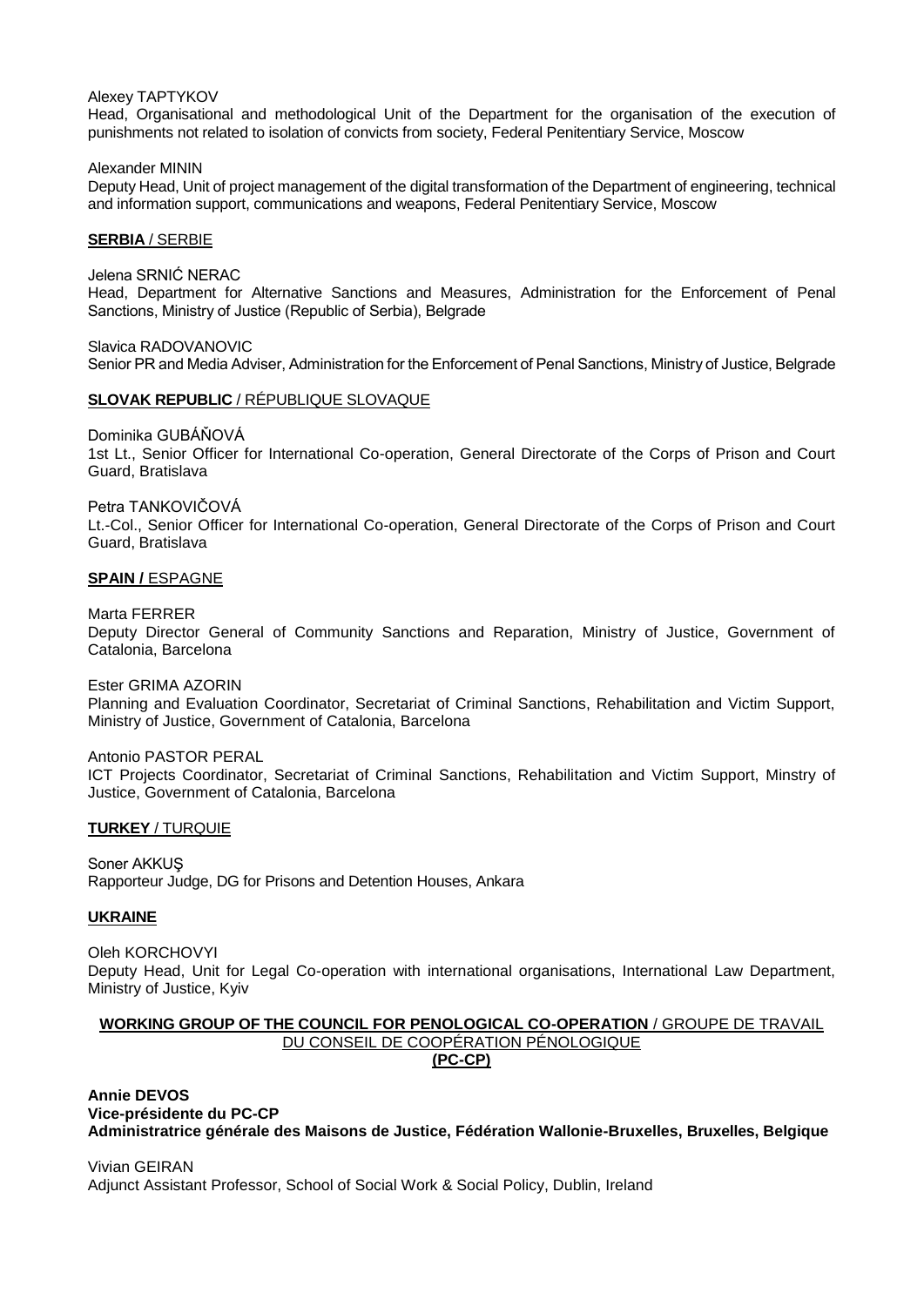Alexey TAPTYKOV
Head, Organisational and methodological Unit of the Department for the organisation of the execution of punishments not related to isolation of convicts from society, Federal Penitentiary Service, Moscow

Alexander MININ
Deputy Head, Unit of project management of the digital transformation of the Department of engineering, technical and information support, communications and weapons, Federal Penitentiary Service, Moscow

**SERBIA** / SERBIE

Jelena SRNIĆ NERAC
Head, Department for Alternative Sanctions and Measures, Administration for the Enforcement of Penal Sanctions, Ministry of Justice (Republic of Serbia), Belgrade

Slavica RADOVANOVIC
Senior PR and Media Adviser, Administration for the Enforcement of Penal Sanctions, Ministry of Justice, Belgrade

**SLOVAK REPUBLIC** / RÉPUBLIQUE SLOVAQUE

Dominika GUBÁŇOVÁ
1st Lt., Senior Officer for International Co-operation, General Directorate of the Corps of Prison and Court Guard, Bratislava

Petra TANKOVIČOVÁ
Lt.-Col., Senior Officer for International Co-operation, General Directorate of the Corps of Prison and Court Guard, Bratislava

**SPAIN /** ESPAGNE

Marta FERRER
Deputy Director General of Community Sanctions and Reparation, Ministry of Justice, Government of Catalonia, Barcelona

Ester GRIMA AZORIN
Planning and Evaluation Coordinator, Secretariat of Criminal Sanctions, Rehabilitation and Victim Support, Ministry of Justice, Government of Catalonia, Barcelona

Antonio PASTOR PERAL
ICT Projects Coordinator, Secretariat of Criminal Sanctions, Rehabilitation and Victim Support, Minstry of Justice, Government of Catalonia, Barcelona

**TURKEY** / TURQUIE

Soner AKKUŞ
Rapporteur Judge, DG for Prisons and Detention Houses, Ankara

**UKRAINE**

Oleh KORCHOVYI
Deputy Head, Unit for Legal Co-operation with international organisations, International Law Department, Ministry of Justice, Kyiv

**WORKING GROUP OF THE COUNCIL FOR PENOLOGICAL CO-OPERATION** / GROUPE DE TRAVAIL DU CONSEIL DE COOPÉRATION PÉNOLOGIQUE **(PC-CP)**

**Annie DEVOS**
**Vice-présidente du PC-CP**
**Administratrice générale des Maisons de Justice, Fédération Wallonie-Bruxelles, Bruxelles, Belgique**

Vivian GEIRAN
Adjunct Assistant Professor, School of Social Work & Social Policy, Dublin, Ireland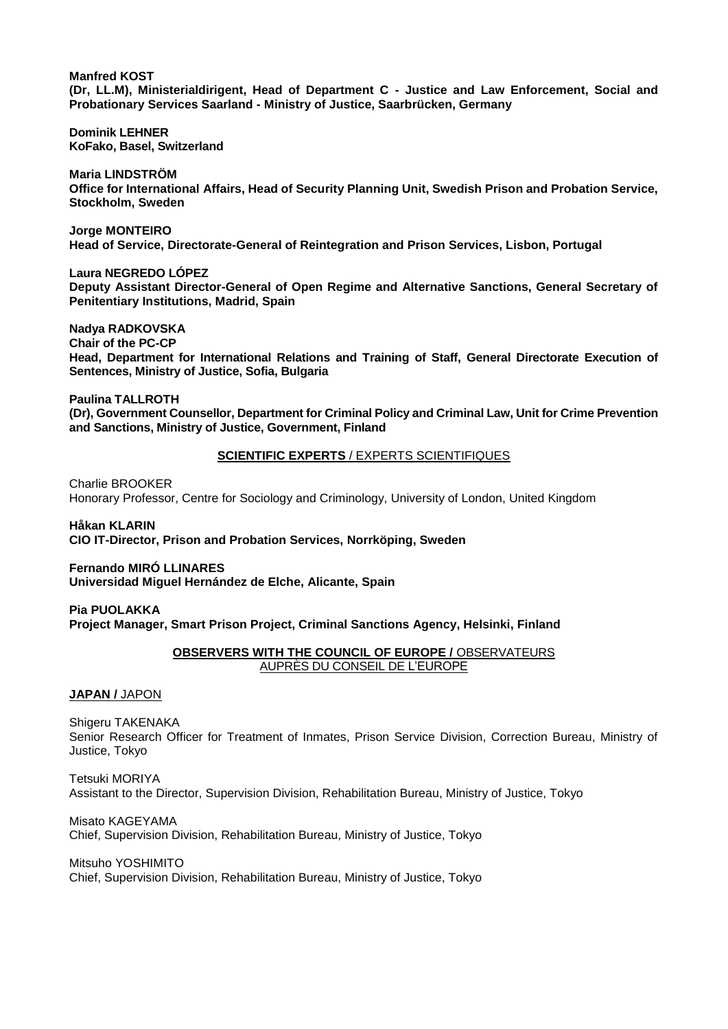**Manfred KOST**
**(Dr, LL.M), Ministerialdirigent, Head of Department C - Justice and Law Enforcement, Social and Probationary Services Saarland - Ministry of Justice, Saarbrücken, Germany**

**Dominik LEHNER**
**KoFako, Basel, Switzerland**

**Maria LINDSTRÖM**
**Office for International Affairs, Head of Security Planning Unit, Swedish Prison and Probation Service, Stockholm, Sweden**

**Jorge MONTEIRO**
**Head of Service, Directorate-General of Reintegration and Prison Services, Lisbon, Portugal**

**Laura NEGREDO LÓPEZ**
**Deputy Assistant Director-General of Open Regime and Alternative Sanctions, General Secretary of Penitentiary Institutions, Madrid, Spain**

**Nadya RADKOVSKA**
**Chair of the PC-CP**
**Head, Department for International Relations and Training of Staff, General Directorate Execution of Sentences, Ministry of Justice, Sofia, Bulgaria**

**Paulina TALLROTH**
**(Dr), Government Counsellor, Department for Criminal Policy and Criminal Law, Unit for Crime Prevention and Sanctions, Ministry of Justice, Government, Finland**

## **SCIENTIFIC EXPERTS** / EXPERTS SCIENTIFIQUES

Charlie BROOKER
Honorary Professor, Centre for Sociology and Criminology, University of London, United Kingdom

**Håkan KLARIN**
**CIO IT-Director, Prison and Probation Services, Norrköping, Sweden**

**Fernando MIRÓ LLINARES**
**Universidad Miguel Hernández de Elche, Alicante, Spain**

**Pia PUOLAKKA**
**Project Manager, Smart Prison Project, Criminal Sanctions Agency, Helsinki, Finland**

## **OBSERVERS WITH THE COUNCIL OF EUROPE /** OBSERVATEURS AUPRÈS DU CONSEIL DE L'EUROPE

### **JAPAN /** JAPON

Shigeru TAKENAKA
Senior Research Officer for Treatment of Inmates, Prison Service Division, Correction Bureau, Ministry of Justice, Tokyo

Tetsuki MORIYA
Assistant to the Director, Supervision Division, Rehabilitation Bureau, Ministry of Justice, Tokyo

Misato KAGEYAMA
Chief, Supervision Division, Rehabilitation Bureau, Ministry of Justice, Tokyo

Mitsuho YOSHIMITO
Chief, Supervision Division, Rehabilitation Bureau, Ministry of Justice, Tokyo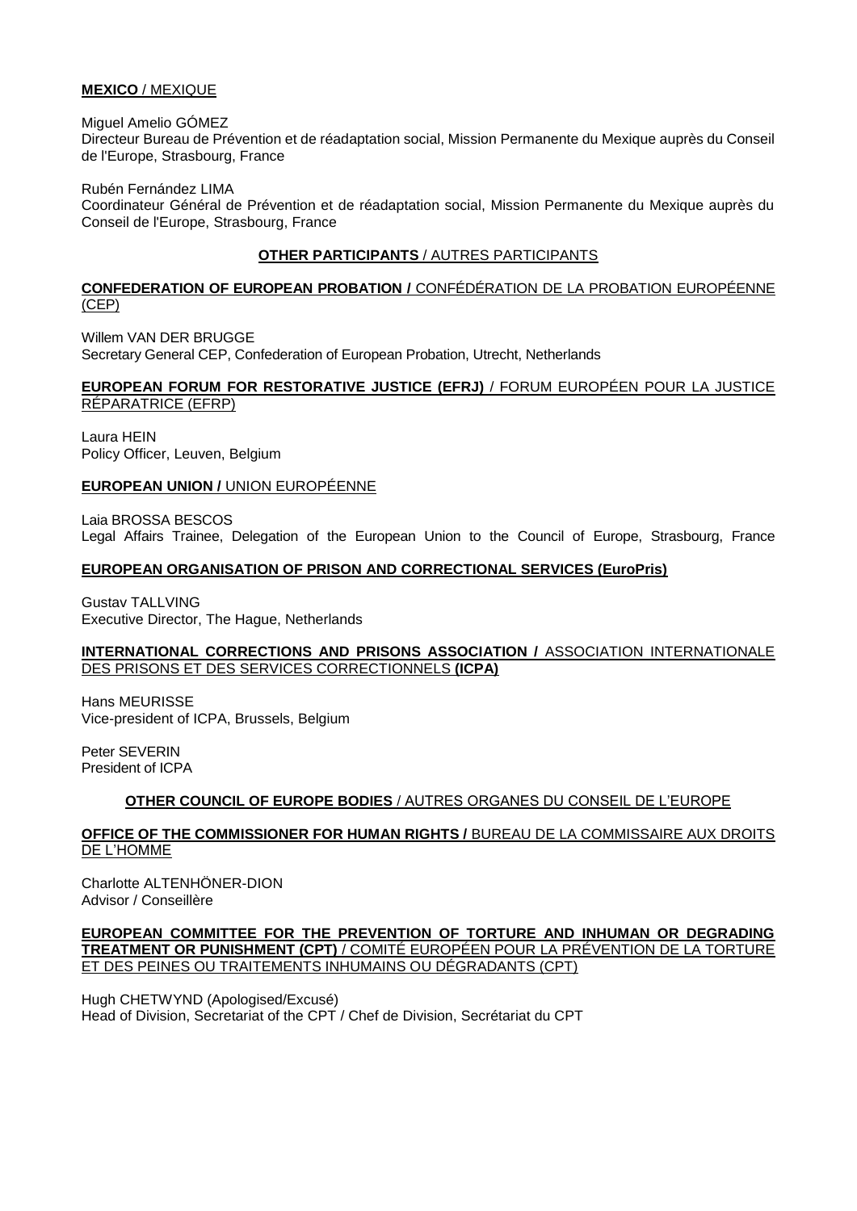**MEXICO** / MEXIQUE

Miguel Amelio GÓMEZ
Directeur Bureau de Prévention et de réadaptation social, Mission Permanente du Mexique auprès du Conseil de l'Europe, Strasbourg, France

Rubén Fernández LIMA
Coordinateur Général de Prévention et de réadaptation social, Mission Permanente du Mexique auprès du Conseil de l'Europe, Strasbourg, France

**OTHER PARTICIPANTS** / AUTRES PARTICIPANTS

**CONFEDERATION OF EUROPEAN PROBATION /** CONFÉDÉRATION DE LA PROBATION EUROPÉENNE (CEP)

Willem VAN DER BRUGGE
Secretary General CEP, Confederation of European Probation, Utrecht, Netherlands

**EUROPEAN FORUM FOR RESTORATIVE JUSTICE (EFRJ)** / FORUM EUROPÉEN POUR LA JUSTICE RÉPARATRICE (EFRP)

Laura HEIN
Policy Officer, Leuven, Belgium

**EUROPEAN UNION /** UNION EUROPÉENNE

Laia BROSSA BESCOS
Legal Affairs Trainee, Delegation of the European Union to the Council of Europe, Strasbourg, France

**EUROPEAN ORGANISATION OF PRISON AND CORRECTIONAL SERVICES (EuroPris)**

Gustav TALLVING
Executive Director, The Hague, Netherlands

**INTERNATIONAL CORRECTIONS AND PRISONS ASSOCIATION /** ASSOCIATION INTERNATIONALE DES PRISONS ET DES SERVICES CORRECTIONNELS **(ICPA)**

Hans MEURISSE
Vice-president of ICPA, Brussels, Belgium

Peter SEVERIN
President of ICPA

**OTHER COUNCIL OF EUROPE BODIES** / AUTRES ORGANES DU CONSEIL DE L'EUROPE

**OFFICE OF THE COMMISSIONER FOR HUMAN RIGHTS /** BUREAU DE LA COMMISSAIRE AUX DROITS DE L'HOMME

Charlotte ALTENHÖNER-DION
Advisor / Conseillère

**EUROPEAN COMMITTEE FOR THE PREVENTION OF TORTURE AND INHUMAN OR DEGRADING TREATMENT OR PUNISHMENT (CPT)** / COMITÉ EUROPÉEN POUR LA PRÉVENTION DE LA TORTURE ET DES PEINES OU TRAITEMENTS INHUMAINS OU DÉGRADANTS (CPT)

Hugh CHETWYND (Apologised/Excusé)
Head of Division, Secretariat of the CPT / Chef de Division, Secrétariat du CPT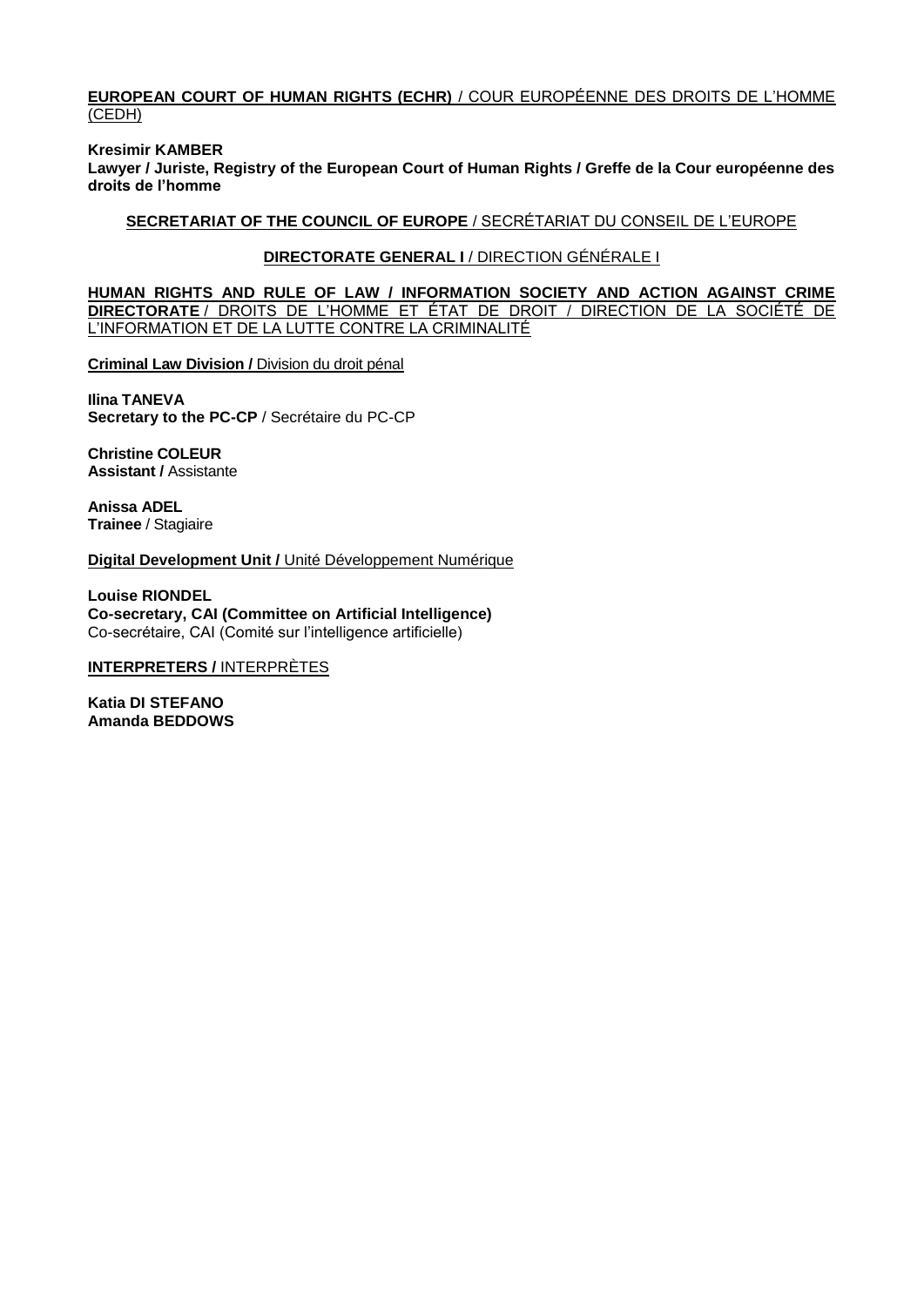**EUROPEAN COURT OF HUMAN RIGHTS (ECHR)** / COUR EUROPÉENNE DES DROITS DE L'HOMME (CEDH)

**Kresimir KAMBER**
**Lawyer / Juriste, Registry of the European Court of Human Rights / Greffe de la Cour européenne des droits de l'homme**

**SECRETARIAT OF THE COUNCIL OF EUROPE** / SECRÉTARIAT DU CONSEIL DE L'EUROPE

**DIRECTORATE GENERAL I** / DIRECTION GÉNÉRALE I

**HUMAN RIGHTS AND RULE OF LAW / INFORMATION SOCIETY AND ACTION AGAINST CRIME DIRECTORATE** / DROITS DE L'HOMME ET ÉTAT DE DROIT / DIRECTION DE LA SOCIÉTÉ DE L'INFORMATION ET DE LA LUTTE CONTRE LA CRIMINALITÉ

**Criminal Law Division /** Division du droit pénal

**Ilina TANEVA**
**Secretary to the PC-CP** / Secrétaire du PC-CP

**Christine COLEUR**
**Assistant /** Assistante

**Anissa ADEL**
**Trainee** / Stagiaire

**Digital Development Unit /** Unité Développement Numérique

**Louise RIONDEL**
**Co-secretary, CAI (Committee on Artificial Intelligence)**
Co-secrétaire, CAI (Comité sur l'intelligence artificielle)

**INTERPRETERS /** INTERPRÈTES

**Katia DI STEFANO**
**Amanda BEDDOWS**